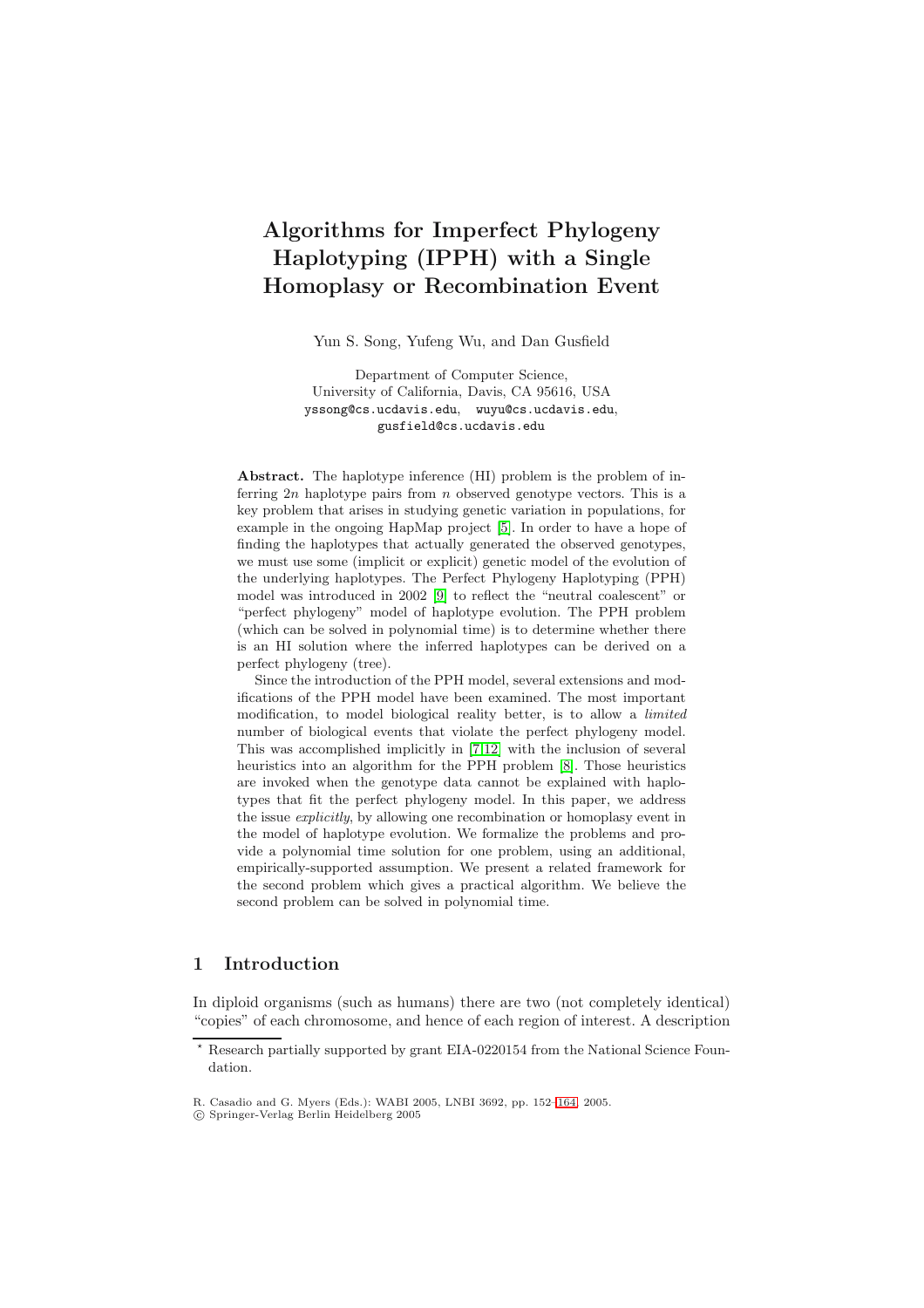# Algorithms for Imperfect Phylogeny Haplotyping (IPPH) with a Single Homoplasy or Recombination Event

Yun S. Song, Yufeng Wu, and Dan Gusfield

Department of Computer Science,
University of California, Davis, CA 95616, USA
yssong@cs.ucdavis.edu, wuyu@cs.ucdavis.edu,
gusfield@cs.ucdavis.edu

**Abstract.** The haplotype inference (HI) problem is the problem of inferring $2n$ haplotype pairs from $n$ observed genotype vectors. This is a key problem that arises in studying genetic variation in populations, for example in the ongoing HapMap project [5]. In order to have a hope of finding the haplotypes that actually generated the observed genotypes, we must use some (implicit or explicit) genetic model of the evolution of the underlying haplotypes. The Perfect Phylogeny Haplotyping (PPH) model was introduced in 2002 [9] to reflect the "neutral coalescent" or "perfect phylogeny" model of haplotype evolution. The PPH problem (which can be solved in polynomial time) is to determine whether there is an HI solution where the inferred haplotypes can be derived on a perfect phylogeny (tree).

Since the introduction of the PPH model, several extensions and modifications of the PPH model have been examined. The most important modification, to model biological reality better, is to allow a *limited* number of biological events that violate the perfect phylogeny model. This was accomplished implicitly in [7,12] with the inclusion of several heuristics into an algorithm for the PPH problem [8]. Those heuristics are invoked when the genotype data cannot be explained with haplotypes that fit the perfect phylogeny model. In this paper, we address the issue *explicitly*, by allowing one recombination or homoplasy event in the model of haplotype evolution. We formalize the problems and provide a polynomial time solution for one problem, using an additional, empirically-supported assumption. We present a related framework for the second problem which gives a practical algorithm. We believe the second problem can be solved in polynomial time.

## 1 Introduction

In diploid organisms (such as humans) there are two (not completely identical) "copies" of each chromosome, and hence of each region of interest. A description

* Research partially supported by grant EIA-0220154 from the National Science Foundation.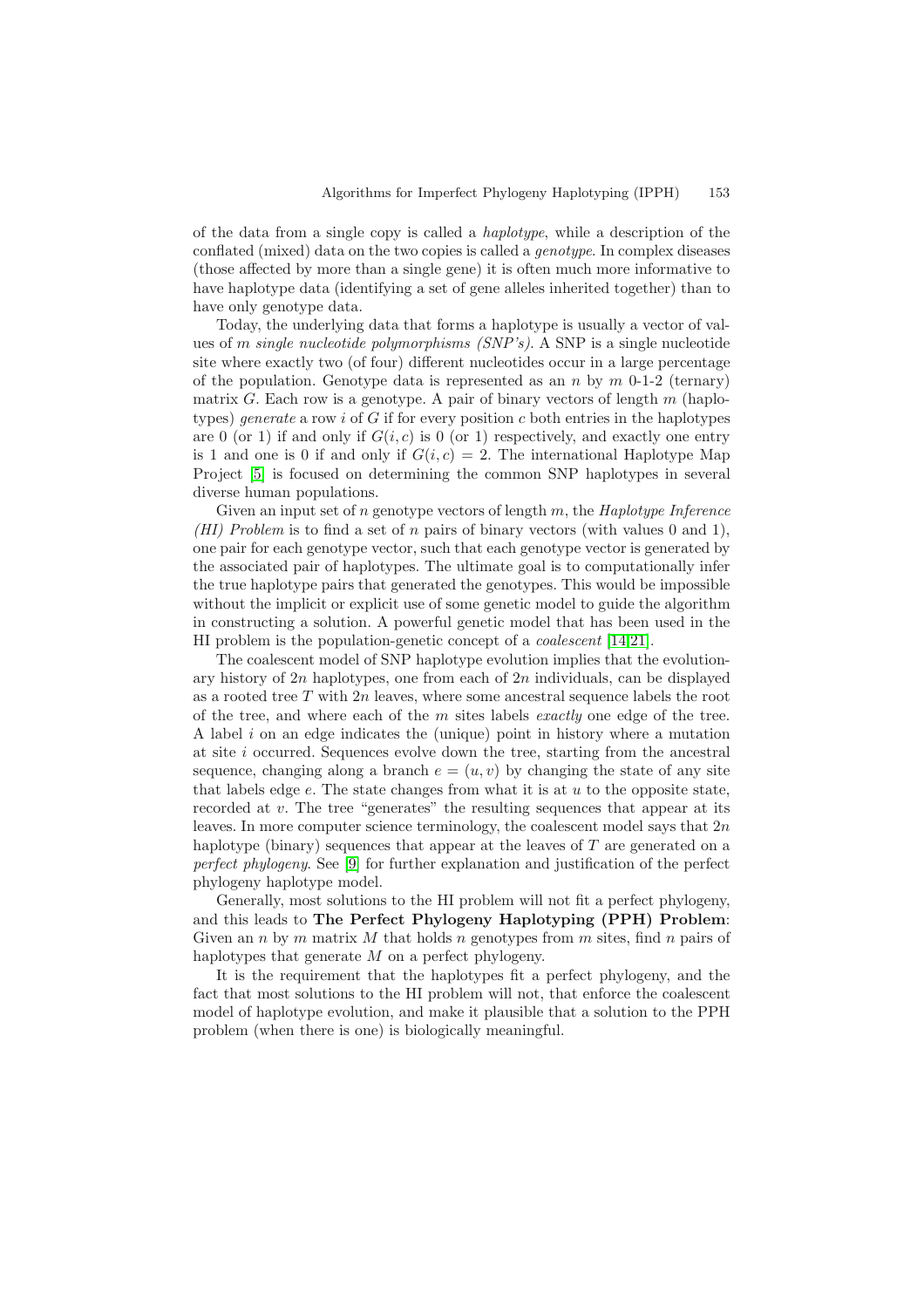of the data from a single copy is called a *haplotype*, while a description of the conflated (mixed) data on the two copies is called a *genotype*. In complex diseases (those affected by more than a single gene) it is often much more informative to have haplotype data (identifying a set of gene alleles inherited together) than to have only genotype data.

Today, the underlying data that forms a haplotype is usually a vector of values of $m$ *single nucleotide polymorphisms (SNP's)*. A SNP is a single nucleotide site where exactly two (of four) different nucleotides occur in a large percentage of the population. Genotype data is represented as an $n$ by $m$ 0-1-2 (ternary) matrix $G$. Each row is a genotype. A pair of binary vectors of length $m$ (haplotypes) *generate* a row $i$ of $G$ if for every position $c$ both entries in the haplotypes are 0 (or 1) if and only if $G(i, c)$ is 0 (or 1) respectively, and exactly one entry is 1 and one is 0 if and only if $G(i, c) = 2$. The international Haplotype Map Project [5] is focused on determining the common SNP haplotypes in several diverse human populations.

Given an input set of $n$ genotype vectors of length $m$, the *Haplotype Inference (HI) Problem* is to find a set of $n$ pairs of binary vectors (with values 0 and 1), one pair for each genotype vector, such that each genotype vector is generated by the associated pair of haplotypes. The ultimate goal is to computationally infer the true haplotype pairs that generated the genotypes. This would be impossible without the implicit or explicit use of some genetic model to guide the algorithm in constructing a solution. A powerful genetic model that has been used in the HI problem is the population-genetic concept of a *coalescent* [14,21].

The coalescent model of SNP haplotype evolution implies that the evolutionary history of $2n$ haplotypes, one from each of $2n$ individuals, can be displayed as a rooted tree $T$ with $2n$ leaves, where some ancestral sequence labels the root of the tree, and where each of the $m$ sites labels *exactly* one edge of the tree. A label $i$ on an edge indicates the (unique) point in history where a mutation at site $i$ occurred. Sequences evolve down the tree, starting from the ancestral sequence, changing along a branch $e = (u, v)$ by changing the state of any site that labels edge $e$. The state changes from what it is at $u$ to the opposite state, recorded at $v$. The tree "generates" the resulting sequences that appear at its leaves. In more computer science terminology, the coalescent model says that $2n$ haplotype (binary) sequences that appear at the leaves of $T$ are generated on a *perfect phylogeny*. See [9] for further explanation and justification of the perfect phylogeny haplotype model.

Generally, most solutions to the HI problem will not fit a perfect phylogeny, and this leads to **The Perfect Phylogeny Haplotyping (PPH) Problem**: Given an $n$ by $m$ matrix $M$ that holds $n$ genotypes from $m$ sites, find $n$ pairs of haplotypes that generate $M$ on a perfect phylogeny.

It is the requirement that the haplotypes fit a perfect phylogeny, and the fact that most solutions to the HI problem will not, that enforce the coalescent model of haplotype evolution, and make it plausible that a solution to the PPH problem (when there is one) is biologically meaningful.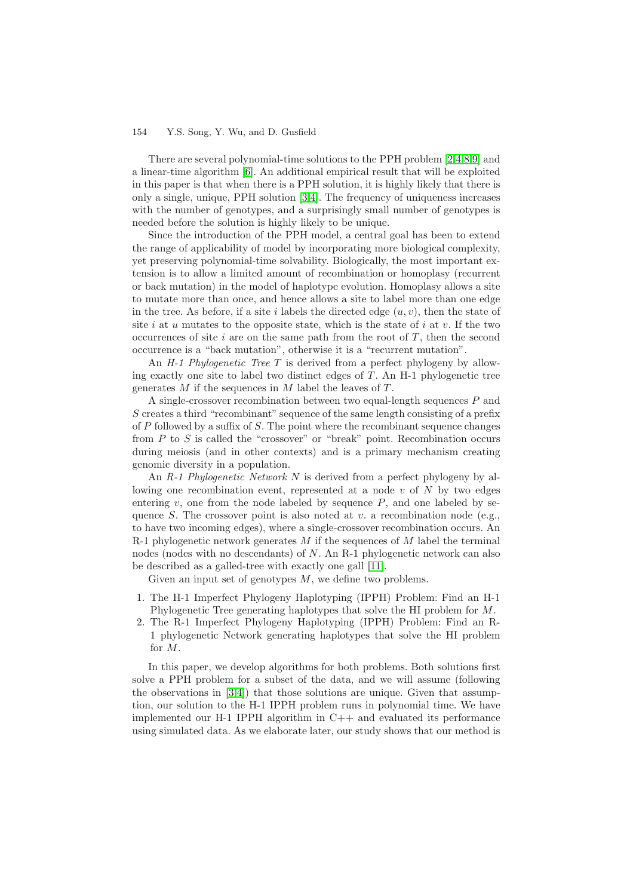There are several polynomial-time solutions to the PPH problem [2,4,8,9] and a linear-time algorithm [6]. An additional empirical result that will be exploited in this paper is that when there is a PPH solution, it is highly likely that there is only a single, unique, PPH solution [3,4]. The frequency of uniqueness increases with the number of genotypes, and a surprisingly small number of genotypes is needed before the solution is highly likely to be unique.

Since the introduction of the PPH model, a central goal has been to extend the range of applicability of model by incorporating more biological complexity, yet preserving polynomial-time solvability. Biologically, the most important extension is to allow a limited amount of recombination or homoplasy (recurrent or back mutation) in the model of haplotype evolution. Homoplasy allows a site to mutate more than once, and hence allows a site to label more than one edge in the tree. As before, if a site $i$ labels the directed edge $(u, v)$, then the state of site $i$ at $u$ mutates to the opposite state, which is the state of $i$ at $v$. If the two occurrences of site $i$ are on the same path from the root of $T$, then the second occurrence is a "back mutation", otherwise it is a "recurrent mutation".

An *H-1 Phylogenetic Tree* $T$ is derived from a perfect phylogeny by allowing exactly one site to label two distinct edges of $T$. An H-1 phylogenetic tree generates $M$ if the sequences in $M$ label the leaves of $T$.

A single-crossover recombination between two equal-length sequences $P$ and $S$ creates a third "recombinant" sequence of the same length consisting of a prefix of $P$ followed by a suffix of $S$. The point where the recombinant sequence changes from $P$ to $S$ is called the "crossover" or "break" point. Recombination occurs during meiosis (and in other contexts) and is a primary mechanism creating genomic diversity in a population.

An *R-1 Phylogenetic Network* $N$ is derived from a perfect phylogeny by allowing one recombination event, represented at a node $v$ of $N$ by two edges entering $v$, one from the node labeled by sequence $P$, and one labeled by sequence $S$. The crossover point is also noted at $v$. a recombination node (e.g., to have two incoming edges), where a single-crossover recombination occurs. An R-1 phylogenetic network generates $M$ if the sequences of $M$ label the terminal nodes (nodes with no descendants) of $N$. An R-1 phylogenetic network can also be described as a galled-tree with exactly one gall [11].

Given an input set of genotypes $M$, we define two problems.

1. The H-1 Imperfect Phylogeny Haplotyping (IPPH) Problem: Find an H-1 Phylogenetic Tree generating haplotypes that solve the HI problem for $M$.
2. The R-1 Imperfect Phylogeny Haplotyping (IPPH) Problem: Find an R-1 phylogenetic Network generating haplotypes that solve the HI problem for $M$.

In this paper, we develop algorithms for both problems. Both solutions first solve a PPH problem for a subset of the data, and we will assume (following the observations in [3,4]) that those solutions are unique. Given that assumption, our solution to the H-1 IPPH problem runs in polynomial time. We have implemented our H-1 IPPH algorithm in C++ and evaluated its performance using simulated data. As we elaborate later, our study shows that our method is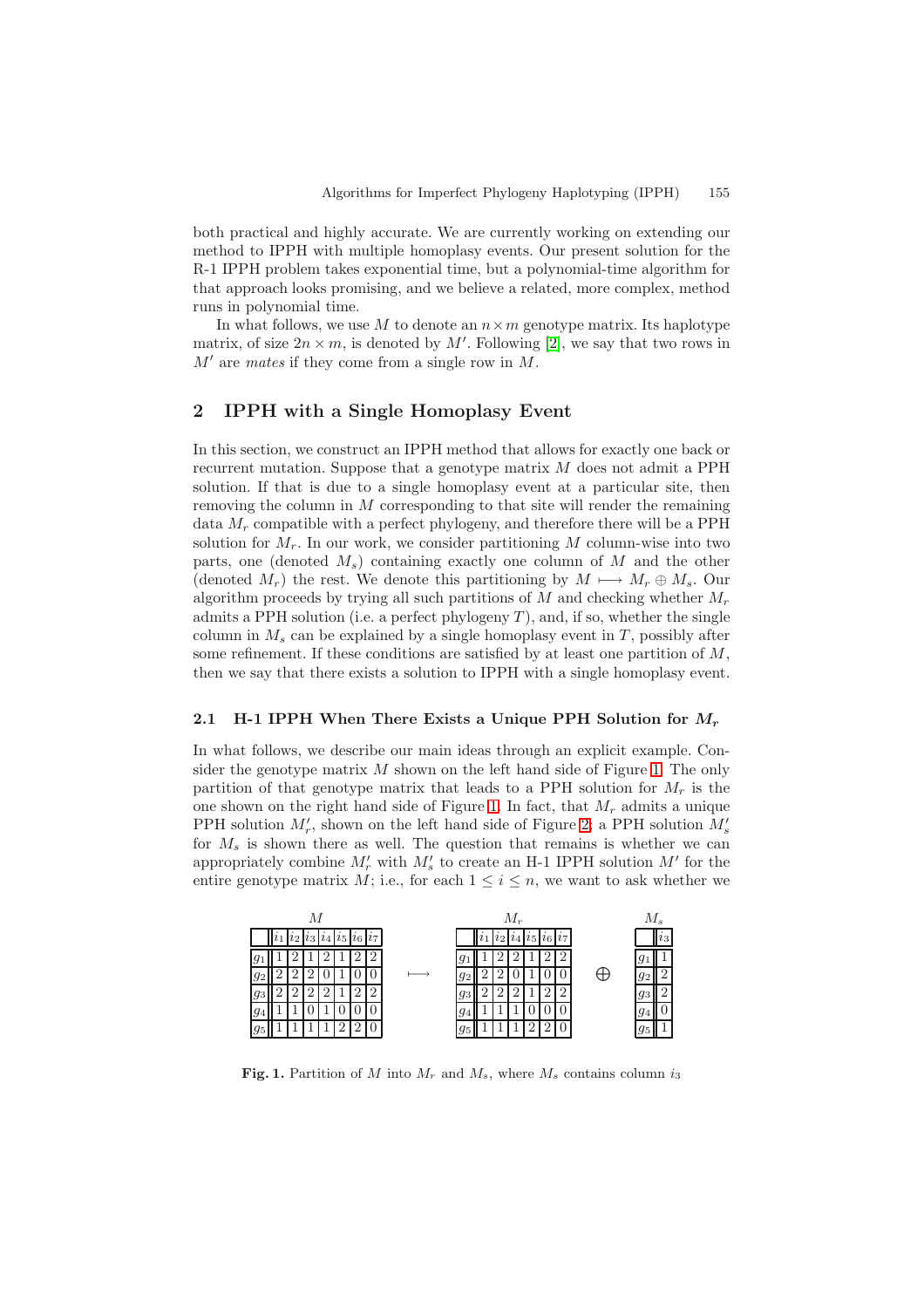both practical and highly accurate. We are currently working on extending our method to IPPH with multiple homoplasy events. Our present solution for the R-1 IPPH problem takes exponential time, but a polynomial-time algorithm for that approach looks promising, and we believe a related, more complex, method runs in polynomial time.

In what follows, we use $M$ to denote an $n \times m$ genotype matrix. Its haplotype matrix, of size $2n \times m$, is denoted by $M'$. Following [2], we say that two rows in $M'$ are *mates* if they come from a single row in $M$.

## 2 IPPH with a Single Homoplasy Event

In this section, we construct an IPPH method that allows for exactly one back or recurrent mutation. Suppose that a genotype matrix $M$ does not admit a PPH solution. If that is due to a single homoplasy event at a particular site, then removing the column in $M$ corresponding to that site will render the remaining data $M_r$ compatible with a perfect phylogeny, and therefore there will be a PPH solution for $M_r$. In our work, we consider partitioning $M$ column-wise into two parts, one (denoted $M_s$) containing exactly one column of $M$ and the other (denoted $M_r$) the rest. We denote this partitioning by $M \longmapsto M_r \oplus M_s$. Our algorithm proceeds by trying all such partitions of $M$ and checking whether $M_r$ admits a PPH solution (i.e. a perfect phylogeny $T$), and, if so, whether the single column in $M_s$ can be explained by a single homoplasy event in $T$, possibly after some refinement. If these conditions are satisfied by at least one partition of $M$, then we say that there exists a solution to IPPH with a single homoplasy event.

### 2.1 H-1 IPPH When There Exists a Unique PPH Solution for $M_r$

In what follows, we describe our main ideas through an explicit example. Consider the genotype matrix $M$ shown on the left hand side of Figure 1. The only partition of that genotype matrix that leads to a PPH solution for $M_r$ is the one shown on the right hand side of Figure 1. In fact, that $M_r$ admits a unique PPH solution $M_r'$, shown on the left hand side of Figure 2; a PPH solution $M_s'$ for $M_s$ is shown there as well. The question that remains is whether we can appropriately combine $M_r'$ with $M_s'$ to create an H-1 IPPH solution $M'$ for the entire genotype matrix $M$; i.e., for each $1 \le i \le n$, we want to ask whether we

$M$

| | $i_1$ | $i_2$ | $i_3$ | $i_4$ | $i_5$ | $i_6$ | $i_7$ |
|---|---|---|---|---|---|---|---|
| $g_1$ | 1 | 2 | 1 | 2 | 1 | 2 | 2 |
| $g_2$ | 2 | 2 | 2 | 0 | 1 | 0 | 0 |
| $g_3$ | 2 | 2 | 2 | 2 | 1 | 2 | 2 |
| $g_4$ | 1 | 1 | 0 | 1 | 0 | 0 | 0 |
| $g_5$ | 1 | 1 | 1 | 1 | 2 | 2 | 0 |

$\longmapsto$

$M_r$

| | $i_1$ | $i_2$ | $i_4$ | $i_5$ | $i_6$ | $i_7$ |
|---|---|---|---|---|---|---|
| $g_1$ | 1 | 2 | 2 | 1 | 2 | 2 |
| $g_2$ | 2 | 2 | 0 | 1 | 0 | 0 |
| $g_3$ | 2 | 2 | 2 | 1 | 2 | 2 |
| $g_4$ | 1 | 1 | 1 | 0 | 0 | 0 |
| $g_5$ | 1 | 1 | 1 | 2 | 2 | 0 |

$\oplus$

$M_s$

| | $i_3$ |
|---|---|
| $g_1$ | 1 |
| $g_2$ | 2 |
| $g_3$ | 2 |
| $g_4$ | 0 |
| $g_5$ | 1 |

**Fig. 1.** Partition of $M$ into $M_r$ and $M_s$, where $M_s$ contains column $i_3$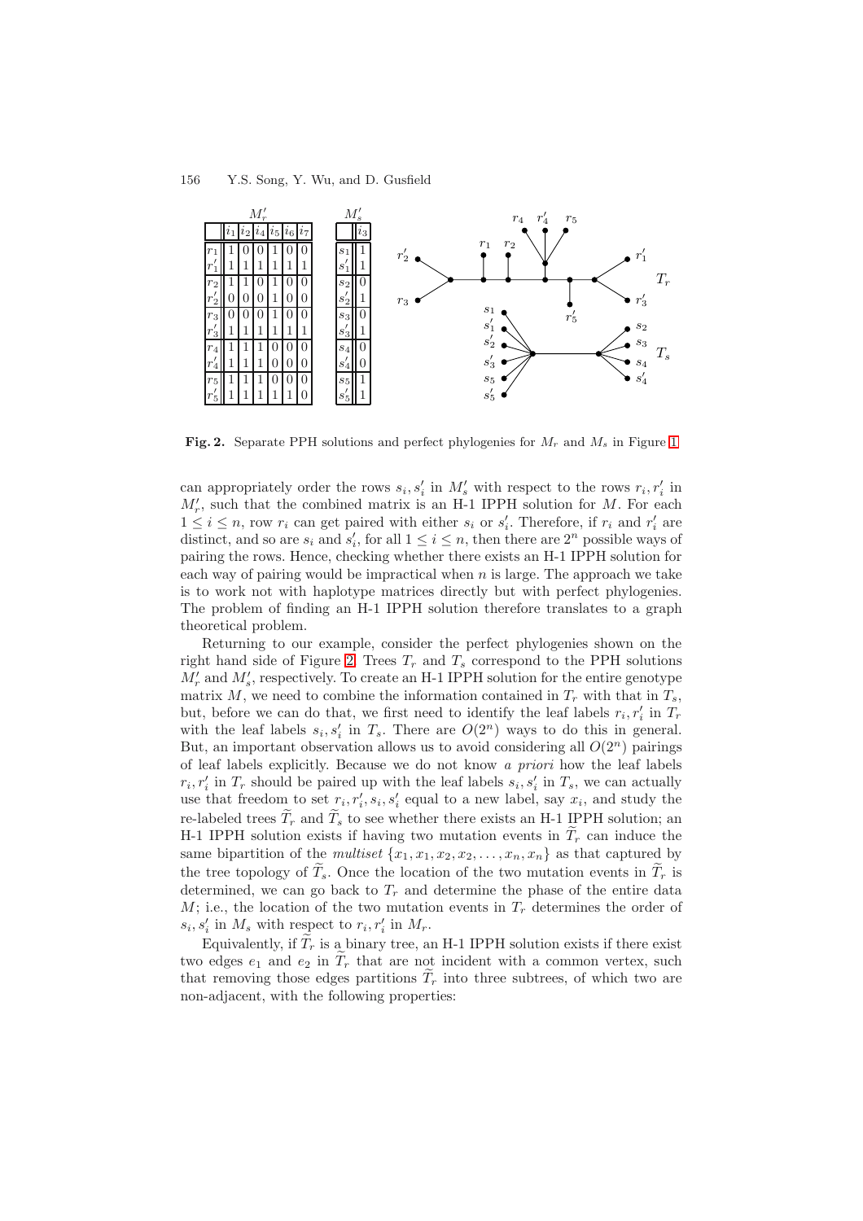| $M'_r$ | $i_1$ | $i_2$ | $i_4$ | $i_5$ | $i_6$ | $i_7$ |
|---|---|---|---|---|---|---|
| $r_1$ | 1 | 0 | 0 | 1 | 0 | 0 |
| $r'_1$ | 1 | 1 | 1 | 1 | 1 | 1 |
| $r_2$ | 1 | 1 | 0 | 1 | 0 | 0 |
| $r'_2$ | 0 | 0 | 0 | 1 | 0 | 0 |
| $r_3$ | 0 | 0 | 0 | 1 | 0 | 0 |
| $r'_3$ | 1 | 1 | 1 | 1 | 1 | 1 |
| $r_4$ | 1 | 1 | 1 | 0 | 0 | 0 |
| $r'_4$ | 1 | 1 | 1 | 0 | 0 | 0 |
| $r_5$ | 1 | 1 | 1 | 0 | 0 | 0 |
| $r'_5$ | 1 | 1 | 1 | 1 | 1 | 0 |

| $M'_s$ | $i_3$ |
|---|---|
| $s_1$ | 1 |
| $s'_1$ | 1 |
| $s_2$ | 0 |
| $s'_2$ | 1 |
| $s_3$ | 0 |
| $s'_3$ | 1 |
| $s_4$ | 0 |
| $s'_4$ | 0 |
| $s_5$ | 1 |
| $s'_5$ | 1 |

**Fig. 2.** Separate PPH solutions and perfect phylogenies for $M_r$ and $M_s$ in Figure 1

can appropriately order the rows $s_i, s'_i$ in $M'_s$ with respect to the rows $r_i, r'_i$ in $M'_r$, such that the combined matrix is an H-1 IPPH solution for $M$. For each $1 \leq i \leq n$, row $r_i$ can get paired with either $s_i$ or $s'_i$. Therefore, if $r_i$ and $r'_i$ are distinct, and so are $s_i$ and $s'_i$, for all $1 \leq i \leq n$, then there are $2^n$ possible ways of pairing the rows. Hence, checking whether there exists an H-1 IPPH solution for each way of pairing would be impractical when $n$ is large. The approach we take is to work not with haplotype matrices directly but with perfect phylogenies. The problem of finding an H-1 IPPH solution therefore translates to a graph theoretical problem.

Returning to our example, consider the perfect phylogenies shown on the right hand side of Figure 2. Trees $T_r$ and $T_s$ correspond to the PPH solutions $M'_r$ and $M'_s$, respectively. To create an H-1 IPPH solution for the entire genotype matrix $M$, we need to combine the information contained in $T_r$ with that in $T_s$, but, before we can do that, we first need to identify the leaf labels $r_i, r'_i$ in $T_r$ with the leaf labels $s_i, s'_i$ in $T_s$. There are $O(2^n)$ ways to do this in general. But, an important observation allows us to avoid considering all $O(2^n)$ pairings of leaf labels explicitly. Because we do not know *a priori* how the leaf labels $r_i, r'_i$ in $T_r$ should be paired up with the leaf labels $s_i, s'_i$ in $T_s$, we can actually use that freedom to set $r_i, r'_i, s_i, s'_i$ equal to a new label, say $x_i$, and study the re-labeled trees $\widetilde{T}_r$ and $\widetilde{T}_s$ to see whether there exists an H-1 IPPH solution; an H-1 IPPH solution exists if having two mutation events in $\widetilde{T}_r$ can induce the same bipartition of the *multiset* $\{x_1, x_1, x_2, x_2, \ldots, x_n, x_n\}$ as that captured by the tree topology of $\widetilde{T}_s$. Once the location of the two mutation events in $\widetilde{T}_r$ is determined, we can go back to $T_r$ and determine the phase of the entire data $M$; i.e., the location of the two mutation events in $T_r$ determines the order of $s_i, s'_i$ in $M_s$ with respect to $r_i, r'_i$ in $M_r$.

Equivalently, if $\widetilde{T}_r$ is a binary tree, an H-1 IPPH solution exists if there exist two edges $e_1$ and $e_2$ in $\widetilde{T}_r$ that are not incident with a common vertex, such that removing those edges partitions $\widetilde{T}_r$ into three subtrees, of which two are non-adjacent, with the following properties: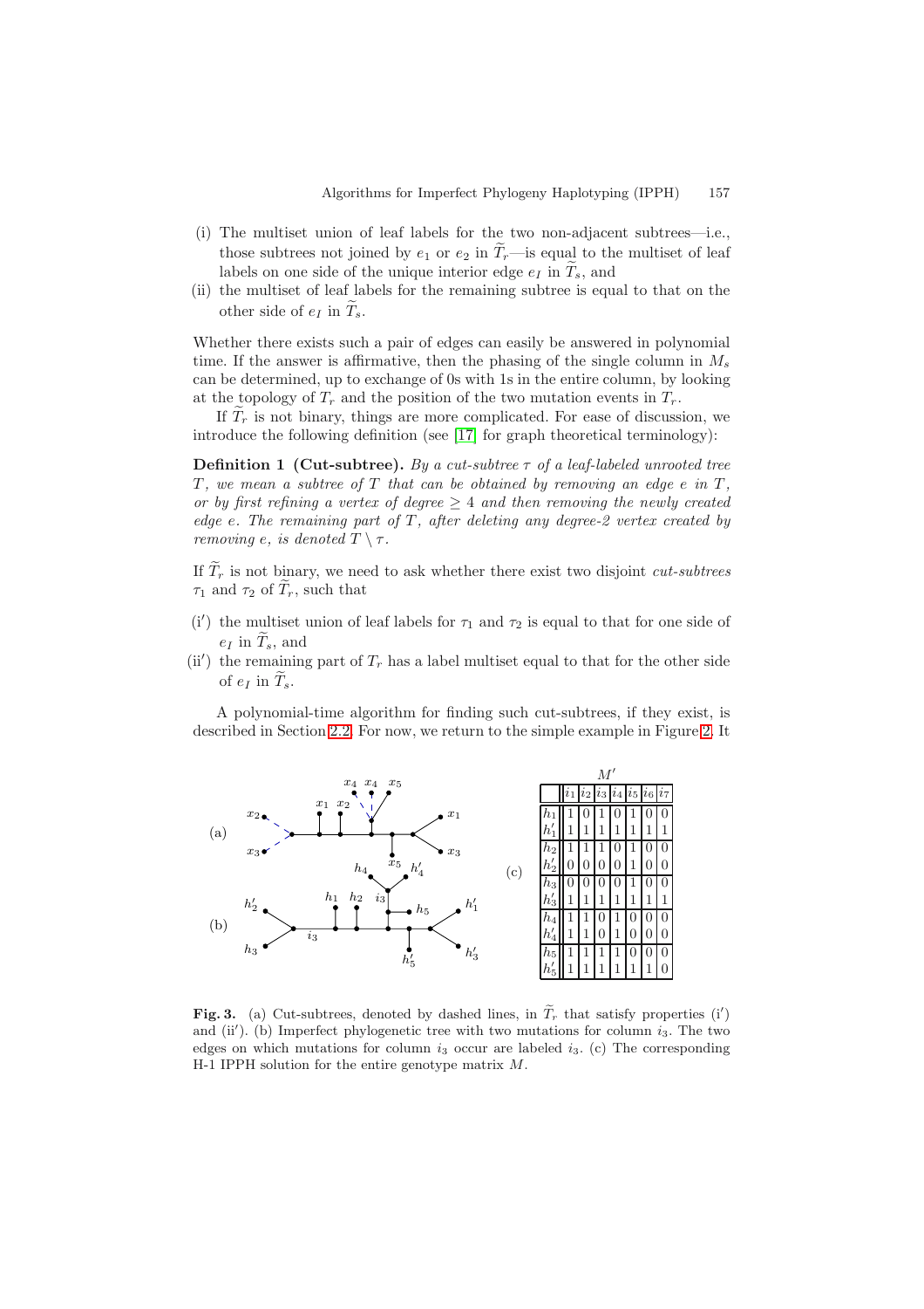(i) The multiset union of leaf labels for the two non-adjacent subtrees—i.e., those subtrees not joined by $e_1$ or $e_2$ in $\widetilde{T}_r$—is equal to the multiset of leaf labels on one side of the unique interior edge $e_I$ in $\widetilde{T}_s$, and

(ii) the multiset of leaf labels for the remaining subtree is equal to that on the other side of $e_I$ in $\widetilde{T}_s$.

Whether there exists such a pair of edges can easily be answered in polynomial time. If the answer is affirmative, then the phasing of the single column in $M_s$ can be determined, up to exchange of 0s with 1s in the entire column, by looking at the topology of $T_r$ and the position of the two mutation events in $T_r$.

If $\widetilde{T}_r$ is not binary, things are more complicated. For ease of discussion, we introduce the following definition (see [17] for graph theoretical terminology):

**Definition 1 (Cut-subtree).** *By a cut-subtree $\tau$ of a leaf-labeled unrooted tree $T$, we mean a subtree of $T$ that can be obtained by removing an edge $e$ in $T$, or by first refining a vertex of degree $\geq 4$ and then removing the newly created edge $e$. The remaining part of $T$, after deleting any degree-2 vertex created by removing $e$, is denoted $T \setminus \tau$.*

If $\widetilde{T}_r$ is not binary, we need to ask whether there exist two disjoint *cut-subtrees* $\tau_1$ and $\tau_2$ of $\widetilde{T}_r$, such that

(i′) the multiset union of leaf labels for $\tau_1$ and $\tau_2$ is equal to that for one side of $e_I$ in $\widetilde{T}_s$, and

(ii′) the remaining part of $T_r$ has a label multiset equal to that for the other side of $e_I$ in $\widetilde{T}_s$.

A polynomial-time algorithm for finding such cut-subtrees, if they exist, is described in Section 2.2. For now, we return to the simple example in Figure 2. It

(c) $M'$

| | $i_1$ | $i_2$ | $i_3$ | $i_4$ | $i_5$ | $i_6$ | $i_7$ |
|---|---|---|---|---|---|---|---|
| $h_1$ | 1 | 0 | 1 | 0 | 1 | 0 | 0 |
| $h'_1$ | 1 | 1 | 1 | 1 | 1 | 1 | 1 |
| $h_2$ | 1 | 1 | 1 | 0 | 1 | 0 | 0 |
| $h'_2$ | 0 | 0 | 0 | 0 | 1 | 0 | 0 |
| $h_3$ | 0 | 0 | 0 | 0 | 1 | 0 | 0 |
| $h'_3$ | 1 | 1 | 1 | 1 | 1 | 1 | 1 |
| $h_4$ | 1 | 1 | 0 | 1 | 0 | 0 | 0 |
| $h'_4$ | 1 | 1 | 0 | 1 | 0 | 0 | 0 |
| $h_5$ | 1 | 1 | 1 | 1 | 0 | 0 | 0 |
| $h'_5$ | 1 | 1 | 1 | 1 | 1 | 1 | 0 |

**Fig. 3.** (a) Cut-subtrees, denoted by dashed lines, in $\widetilde{T}_r$ that satisfy properties (i′) and (ii′). (b) Imperfect phylogenetic tree with two mutations for column $i_3$. The two edges on which mutations for column $i_3$ occur are labeled $i_3$. (c) The corresponding H-1 IPPH solution for the entire genotype matrix $M$.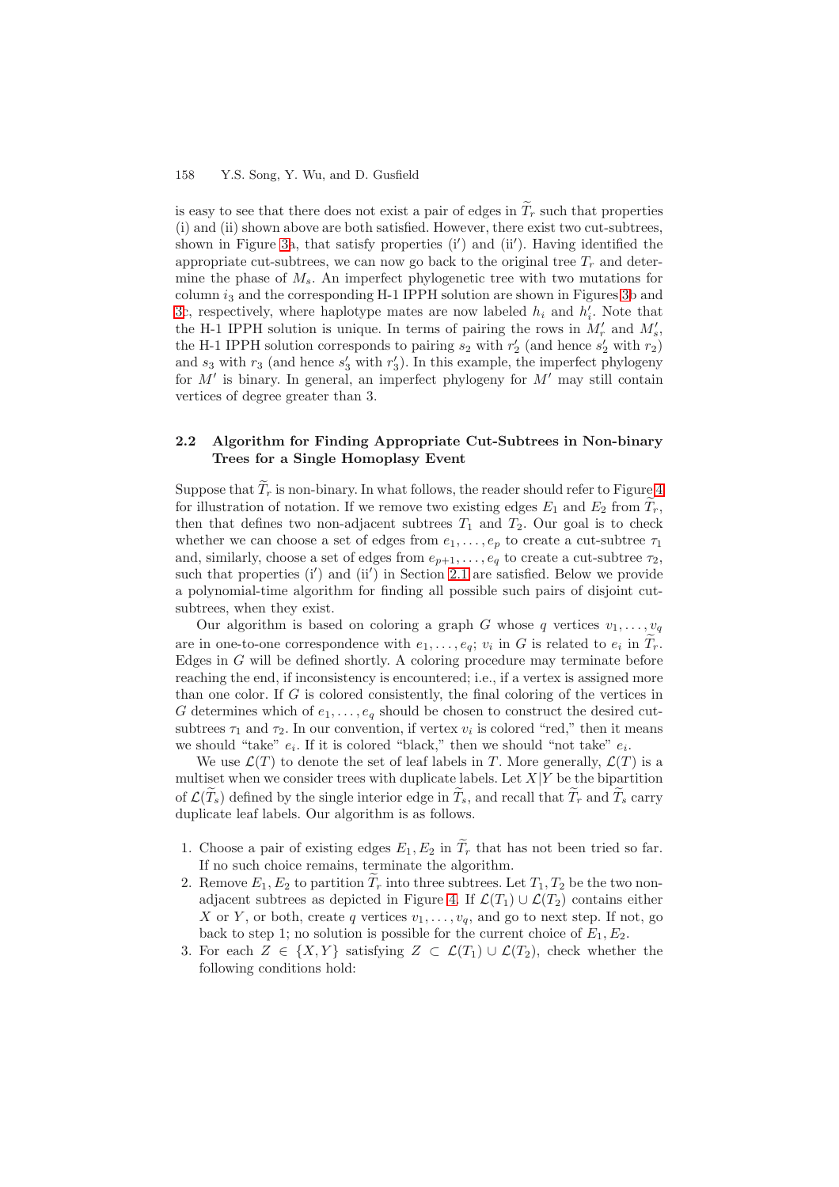is easy to see that there does not exist a pair of edges in $\widetilde{T}_r$ such that properties (i) and (ii) shown above are both satisfied. However, there exist two cut-subtrees, shown in Figure 3a, that satisfy properties (i′) and (ii′). Having identified the appropriate cut-subtrees, we can now go back to the original tree $T_r$ and determine the phase of $M_s$. An imperfect phylogenetic tree with two mutations for column $i_3$ and the corresponding H-1 IPPH solution are shown in Figures 3b and 3c, respectively, where haplotype mates are now labeled $h_i$ and $h'_i$. Note that the H-1 IPPH solution is unique. In terms of pairing the rows in $M'_r$ and $M'_s$, the H-1 IPPH solution corresponds to pairing $s_2$ with $r'_2$ (and hence $s'_2$ with $r_2$) and $s_3$ with $r_3$ (and hence $s'_3$ with $r'_3$). In this example, the imperfect phylogeny for $M'$ is binary. In general, an imperfect phylogeny for $M'$ may still contain vertices of degree greater than 3.

### 2.2 Algorithm for Finding Appropriate Cut-Subtrees in Non-binary Trees for a Single Homoplasy Event

Suppose that $\widetilde{T}_r$ is non-binary. In what follows, the reader should refer to Figure 4 for illustration of notation. If we remove two existing edges $E_1$ and $E_2$ from $\widetilde{T}_r$, then that defines two non-adjacent subtrees $T_1$ and $T_2$. Our goal is to check whether we can choose a set of edges from $e_1, \ldots, e_p$ to create a cut-subtree $\tau_1$ and, similarly, choose a set of edges from $e_{p+1}, \ldots, e_q$ to create a cut-subtree $\tau_2$, such that properties (i′) and (ii′) in Section 2.1 are satisfied. Below we provide a polynomial-time algorithm for finding all possible such pairs of disjoint cut-subtrees, when they exist.

Our algorithm is based on coloring a graph $G$ whose $q$ vertices $v_1, \ldots, v_q$ are in one-to-one correspondence with $e_1, \ldots, e_q$; $v_i$ in $G$ is related to $e_i$ in $\widetilde{T}_r$. Edges in $G$ will be defined shortly. A coloring procedure may terminate before reaching the end, if inconsistency is encountered; i.e., if a vertex is assigned more than one color. If $G$ is colored consistently, the final coloring of the vertices in $G$ determines which of $e_1, \ldots, e_q$ should be chosen to construct the desired cut-subtrees $\tau_1$ and $\tau_2$. In our convention, if vertex $v_i$ is colored "red," then it means we should "take" $e_i$. If it is colored "black," then we should "not take" $e_i$.

We use $\mathcal{L}(T)$ to denote the set of leaf labels in $T$. More generally, $\mathcal{L}(T)$ is a multiset when we consider trees with duplicate labels. Let $X|Y$ be the bipartition of $\mathcal{L}(\widetilde{T}_s)$ defined by the single interior edge in $\widetilde{T}_s$, and recall that $\widetilde{T}_r$ and $\widetilde{T}_s$ carry duplicate leaf labels. Our algorithm is as follows.

1. Choose a pair of existing edges $E_1, E_2$ in $\widetilde{T}_r$ that has not been tried so far. If no such choice remains, terminate the algorithm.
2. Remove $E_1, E_2$ to partition $\widetilde{T}_r$ into three subtrees. Let $T_1, T_2$ be the two non-adjacent subtrees as depicted in Figure 4. If $\mathcal{L}(T_1) \cup \mathcal{L}(T_2)$ contains either $X$ or $Y$, or both, create $q$ vertices $v_1, \ldots, v_q$, and go to next step. If not, go back to step 1; no solution is possible for the current choice of $E_1, E_2$.
3. For each $Z \in \{X, Y\}$ satisfying $Z \subset \mathcal{L}(T_1) \cup \mathcal{L}(T_2)$, check whether the following conditions hold: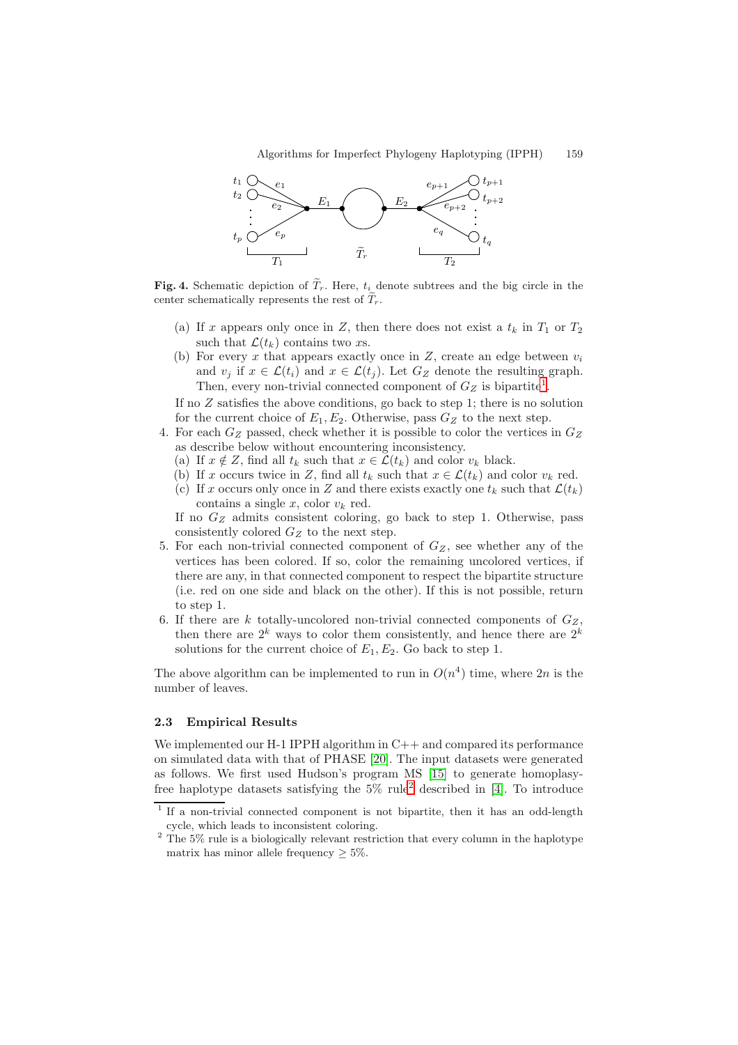**Fig. 4.** Schematic depiction of $\widetilde{T}_r$. Here, $t_i$ denote subtrees and the big circle in the center schematically represents the rest of $\widetilde{T}_r$.

   (a) If $x$ appears only once in $Z$, then there does not exist a $t_k$ in $T_1$ or $T_2$ such that $\mathcal{L}(t_k)$ contains two $x$s.
   
   (b) For every $x$ that appears exactly once in $Z$, create an edge between $v_i$ and $v_j$ if $x \in \mathcal{L}(t_i)$ and $x \in \mathcal{L}(t_j)$. Let $G_Z$ denote the resulting graph. Then, every non-trivial connected component of $G_Z$ is bipartite[1].

   If no $Z$ satisfies the above conditions, go back to step 1; there is no solution for the current choice of $E_1, E_2$. Otherwise, pass $G_Z$ to the next step.

4. For each $G_Z$ passed, check whether it is possible to color the vertices in $G_Z$ as describe below without encountering inconsistency.
   (a) If $x \notin Z$, find all $t_k$ such that $x \in \mathcal{L}(t_k)$ and color $v_k$ black.
   (b) If $x$ occurs twice in $Z$, find all $t_k$ such that $x \in \mathcal{L}(t_k)$ and color $v_k$ red.
   (c) If $x$ occurs only once in $Z$ and there exists exactly one $t_k$ such that $\mathcal{L}(t_k)$ contains a single $x$, color $v_k$ red.

   If no $G_Z$ admits consistent coloring, go back to step 1. Otherwise, pass consistently colored $G_Z$ to the next step.
5. For each non-trivial connected component of $G_Z$, see whether any of the vertices has been colored. If so, color the remaining uncolored vertices, if there are any, in that connected component to respect the bipartite structure (i.e. red on one side and black on the other). If this is not possible, return to step 1.
6. If there are $k$ totally-uncolored non-trivial connected components of $G_Z$, then there are $2^k$ ways to color them consistently, and hence there are $2^k$ solutions for the current choice of $E_1, E_2$. Go back to step 1.

The above algorithm can be implemented to run in $O(n^4)$ time, where $2n$ is the number of leaves.

### 2.3 Empirical Results

We implemented our H-1 IPPH algorithm in C++ and compared its performance on simulated data with that of PHASE [20]. The input datasets were generated as follows. We first used Hudson's program MS [15] to generate homoplasy-free haplotype datasets satisfying the 5% rule[2] described in [4]. To introduce

[1] If a non-trivial connected component is not bipartite, then it has an odd-length cycle, which leads to inconsistent coloring.

[2] The 5% rule is a biologically relevant restriction that every column in the haplotype matrix has minor allele frequency $\geq 5\%$.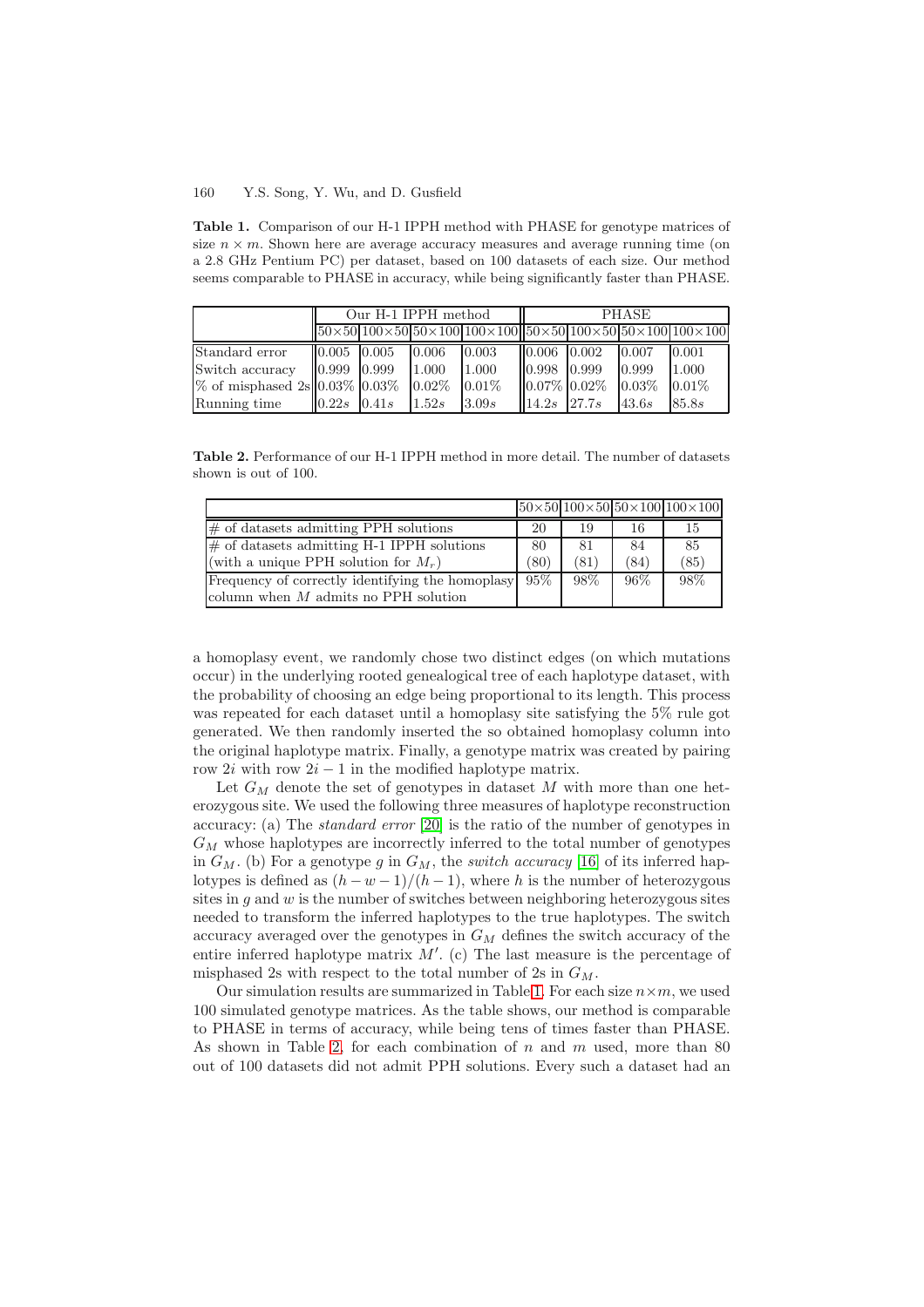**Table 1.** Comparison of our H-1 IPPH method with PHASE for genotype matrices of size $n \times m$. Shown here are average accuracy measures and average running time (on a 2.8 GHz Pentium PC) per dataset, based on 100 datasets of each size. Our method seems comparable to PHASE in accuracy, while being significantly faster than PHASE.

| | Our H-1 IPPH method | | | | PHASE | | | |
|---|---|---|---|---|---|---|---|---|
| | 50×50 | 100×50 | 50×100 | 100×100 | 50×50 | 100×50 | 50×100 | 100×100 |
| Standard error | 0.005 | 0.005 | 0.006 | 0.003 | 0.006 | 0.002 | 0.007 | 0.001 |
| Switch accuracy | 0.999 | 0.999 | 1.000 | 1.000 | 0.998 | 0.999 | 0.999 | 1.000 |
| % of misphased 2s | 0.03% | 0.03% | 0.02% | 0.01% | 0.07% | 0.02% | 0.03% | 0.01% |
| Running time | $0.22s$ | $0.41s$ | $1.52s$ | $3.09s$ | $14.2s$ | $27.7s$ | $43.6s$ | $85.8s$ |

**Table 2.** Performance of our H-1 IPPH method in more detail. The number of datasets shown is out of 100.

| | 50×50 | 100×50 | 50×100 | 100×100 |
|---|---|---|---|---|
| # of datasets admitting PPH solutions | 20 | 19 | 16 | 15 |
| # of datasets admitting H-1 IPPH solutions (with a unique PPH solution for $M_r$) | 80 (80) | 81 (81) | 84 (84) | 85 (85) |
| Frequency of correctly identifying the homoplasy column when $M$ admits no PPH solution | 95% | 98% | 96% | 98% |

a homoplasy event, we randomly chose two distinct edges (on which mutations occur) in the underlying rooted genealogical tree of each haplotype dataset, with the probability of choosing an edge being proportional to its length. This process was repeated for each dataset until a homoplasy site satisfying the 5% rule got generated. We then randomly inserted the so obtained homoplasy column into the original haplotype matrix. Finally, a genotype matrix was created by pairing row $2i$ with row $2i - 1$ in the modified haplotype matrix.

Let $G_M$ denote the set of genotypes in dataset $M$ with more than one heterozygous site. We used the following three measures of haplotype reconstruction accuracy: (a) The *standard error* [20] is the ratio of the number of genotypes in $G_M$ whose haplotypes are incorrectly inferred to the total number of genotypes in $G_M$. (b) For a genotype $g$ in $G_M$, the *switch accuracy* [16] of its inferred haplotypes is defined as $(h - w - 1)/(h - 1)$, where $h$ is the number of heterozygous sites in $g$ and $w$ is the number of switches between neighboring heterozygous sites needed to transform the inferred haplotypes to the true haplotypes. The switch accuracy averaged over the genotypes in $G_M$ defines the switch accuracy of the entire inferred haplotype matrix $M'$. (c) The last measure is the percentage of misphased 2s with respect to the total number of 2s in $G_M$.

Our simulation results are summarized in Table 1. For each size $n \times m$, we used 100 simulated genotype matrices. As the table shows, our method is comparable to PHASE in terms of accuracy, while being tens of times faster than PHASE. As shown in Table 2, for each combination of $n$ and $m$ used, more than 80 out of 100 datasets did not admit PPH solutions. Every such a dataset had an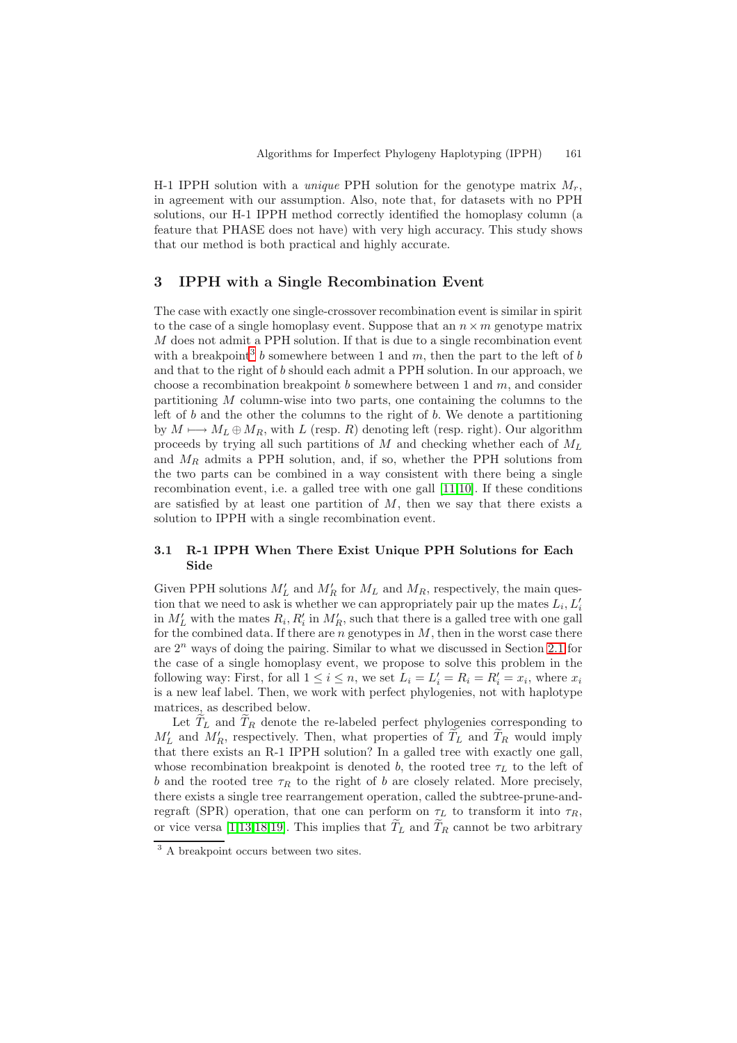H-1 IPPH solution with a *unique* PPH solution for the genotype matrix $M_r$, in agreement with our assumption. Also, note that, for datasets with no PPH solutions, our H-1 IPPH method correctly identified the homoplasy column (a feature that PHASE does not have) with very high accuracy. This study shows that our method is both practical and highly accurate.

## 3 IPPH with a Single Recombination Event

The case with exactly one single-crossover recombination event is similar in spirit to the case of a single homoplasy event. Suppose that an $n \times m$ genotype matrix $M$ does not admit a PPH solution. If that is due to a single recombination event with a breakpoint[3] $b$ somewhere between 1 and $m$, then the part to the left of $b$ and that to the right of $b$ should each admit a PPH solution. In our approach, we choose a recombination breakpoint $b$ somewhere between 1 and $m$, and consider partitioning $M$ column-wise into two parts, one containing the columns to the left of $b$ and the other the columns to the right of $b$. We denote a partitioning by $M \longmapsto M_L \oplus M_R$, with $L$ (resp. $R$) denoting left (resp. right). Our algorithm proceeds by trying all such partitions of $M$ and checking whether each of $M_L$ and $M_R$ admits a PPH solution, and, if so, whether the PPH solutions from the two parts can be combined in a way consistent with there being a single recombination event, i.e. a galled tree with one gall [11,10]. If these conditions are satisfied by at least one partition of $M$, then we say that there exists a solution to IPPH with a single recombination event.

### 3.1 R-1 IPPH When There Exist Unique PPH Solutions for Each Side

Given PPH solutions $M'_L$ and $M'_R$ for $M_L$ and $M_R$, respectively, the main question that we need to ask is whether we can appropriately pair up the mates $L_i, L'_i$ in $M'_L$ with the mates $R_i, R'_i$ in $M'_R$, such that there is a galled tree with one gall for the combined data. If there are $n$ genotypes in $M$, then in the worst case there are $2^n$ ways of doing the pairing. Similar to what we discussed in Section 2.1 for the case of a single homoplasy event, we propose to solve this problem in the following way: First, for all $1 \leq i \leq n$, we set $L_i = L'_i = R_i = R'_i = x_i$, where $x_i$ is a new leaf label. Then, we work with perfect phylogenies, not with haplotype matrices, as described below.

Let $\widetilde{T}_L$ and $\widetilde{T}_R$ denote the re-labeled perfect phylogenies corresponding to $M'_L$ and $M'_R$, respectively. Then, what properties of $\widetilde{T}_L$ and $\widetilde{T}_R$ would imply that there exists an R-1 IPPH solution? In a galled tree with exactly one gall, whose recombination breakpoint is denoted $b$, the rooted tree $\tau_L$ to the left of $b$ and the rooted tree $\tau_R$ to the right of $b$ are closely related. More precisely, there exists a single tree rearrangement operation, called the subtree-prune-and-regraft (SPR) operation, that one can perform on $\tau_L$ to transform it into $\tau_R$, or vice versa [1,13,18,19]. This implies that $\widetilde{T}_L$ and $\widetilde{T}_R$ cannot be two arbitrary

[3] A breakpoint occurs between two sites.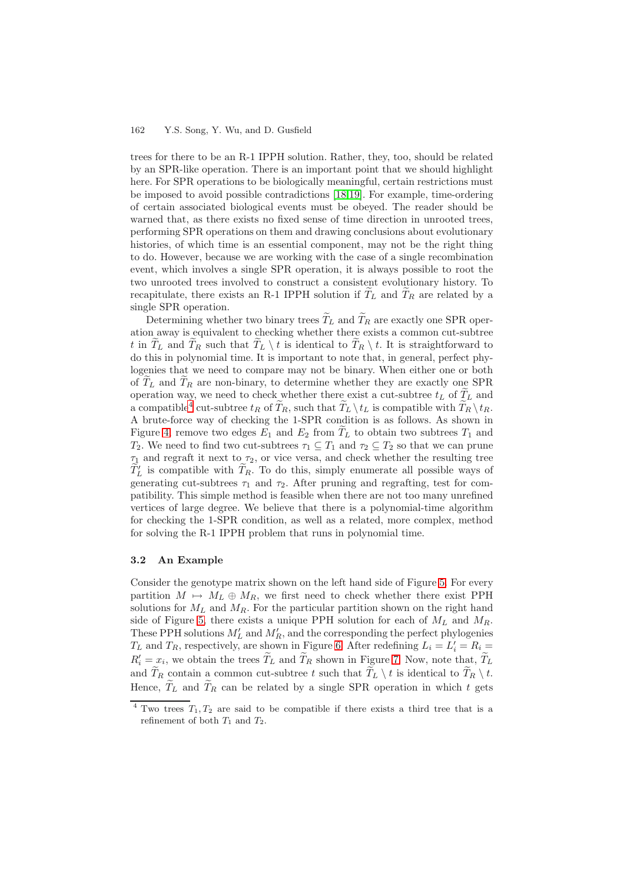trees for there to be an R-1 IPPH solution. Rather, they, too, should be related by an SPR-like operation. There is an important point that we should highlight here. For SPR operations to be biologically meaningful, certain restrictions must be imposed to avoid possible contradictions [18,19]. For example, time-ordering of certain associated biological events must be obeyed. The reader should be warned that, as there exists no fixed sense of time direction in unrooted trees, performing SPR operations on them and drawing conclusions about evolutionary histories, of which time is an essential component, may not be the right thing to do. However, because we are working with the case of a single recombination event, which involves a single SPR operation, it is always possible to root the two unrooted trees involved to construct a consistent evolutionary history. To recapitulate, there exists an R-1 IPPH solution if $\widetilde{T}_L$ and $\widetilde{T}_R$ are related by a single SPR operation.

Determining whether two binary trees $\widetilde{T}_L$ and $\widetilde{T}_R$ are exactly one SPR operation away is equivalent to checking whether there exists a common cut-subtree $t$ in $\widetilde{T}_L$ and $\widetilde{T}_R$ such that $\widetilde{T}_L \setminus t$ is identical to $\widetilde{T}_R \setminus t$. It is straightforward to do this in polynomial time. It is important to note that, in general, perfect phylogenies that we need to compare may not be binary. When either one or both of $\widetilde{T}_L$ and $\widetilde{T}_R$ are non-binary, to determine whether they are exactly one SPR operation way, we need to check whether there exist a cut-subtree $t_L$ of $\widetilde{T}_L$ and a compatible[4] cut-subtree $t_R$ of $\widetilde{T}_R$, such that $\widetilde{T}_L \setminus t_L$ is compatible with $\widetilde{T}_R \setminus t_R$. A brute-force way of checking the 1-SPR condition is as follows. As shown in Figure 4, remove two edges $E_1$ and $E_2$ from $\widetilde{T}_L$ to obtain two subtrees $T_1$ and $T_2$. We need to find two cut-subtrees $\tau_1 \subseteq T_1$ and $\tau_2 \subseteq T_2$ so that we can prune $\tau_1$ and regraft it next to $\tau_2$, or vice versa, and check whether the resulting tree $\widetilde{T}'_L$ is compatible with $\widetilde{T}_R$. To do this, simply enumerate all possible ways of generating cut-subtrees $\tau_1$ and $\tau_2$. After pruning and regrafting, test for compatibility. This simple method is feasible when there are not too many unrefined vertices of large degree. We believe that there is a polynomial-time algorithm for checking the 1-SPR condition, as well as a related, more complex, method for solving the R-1 IPPH problem that runs in polynomial time.

### 3.2 An Example

Consider the genotype matrix shown on the left hand side of Figure 5. For every partition $M \mapsto M_L \oplus M_R$, we first need to check whether there exist PPH solutions for $M_L$ and $M_R$. For the particular partition shown on the right hand side of Figure 5, there exists a unique PPH solution for each of $M_L$ and $M_R$. These PPH solutions $M'_L$ and $M'_R$, and the corresponding the perfect phylogenies $T_L$ and $T_R$, respectively, are shown in Figure 6. After redefining $L_i = L'_i = R_i = R'_i = x_i$, we obtain the trees $\widetilde{T}_L$ and $\widetilde{T}_R$ shown in Figure 7. Now, note that, $\widetilde{T}_L$ and $\widetilde{T}_R$ contain a common cut-subtree $t$ such that $\widetilde{T}_L \setminus t$ is identical to $\widetilde{T}_R \setminus t$. Hence, $\widetilde{T}_L$ and $\widetilde{T}_R$ can be related by a single SPR operation in which $t$ gets

[4] Two trees $T_1, T_2$ are said to be compatible if there exists a third tree that is a refinement of both $T_1$ and $T_2$.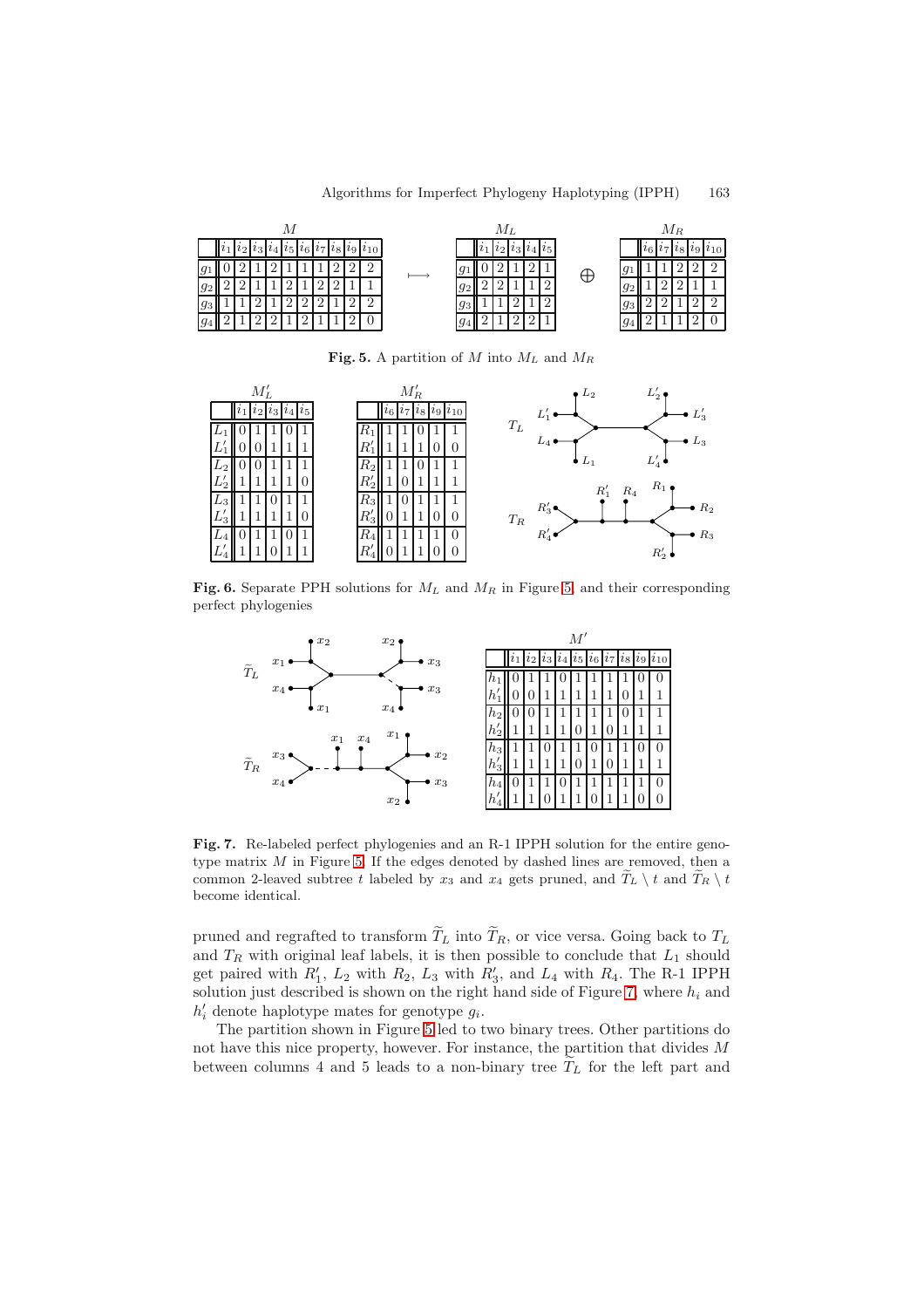| $M$ | $i_1$ | $i_2$ | $i_3$ | $i_4$ | $i_5$ | $i_6$ | $i_7$ | $i_8$ | $i_9$ | $i_{10}$ |
|---|---|---|---|---|---|---|---|---|---|---|
| $g_1$ | 0 | 2 | 1 | 2 | 1 | 1 | 1 | 2 | 2 | 2 |
| $g_2$ | 2 | 2 | 1 | 1 | 2 | 1 | 2 | 2 | 1 | 1 |
| $g_3$ | 1 | 1 | 2 | 1 | 2 | 2 | 2 | 1 | 2 | 2 |
| $g_4$ | 2 | 1 | 2 | 2 | 1 | 2 | 1 | 1 | 2 | 0 |

$\longmapsto$

| $M_L$ | $i_1$ | $i_2$ | $i_3$ | $i_4$ | $i_5$ |
|---|---|---|---|---|---|
| $g_1$ | 0 | 2 | 1 | 2 | 1 |
| $g_2$ | 2 | 2 | 1 | 1 | 2 |
| $g_3$ | 1 | 1 | 2 | 1 | 2 |
| $g_4$ | 2 | 1 | 2 | 2 | 1 |

$\oplus$

| $M_R$ | $i_6$ | $i_7$ | $i_8$ | $i_9$ | $i_{10}$ |
|---|---|---|---|---|---|
| $g_1$ | 1 | 1 | 2 | 2 | 2 |
| $g_2$ | 1 | 2 | 2 | 1 | 1 |
| $g_3$ | 2 | 2 | 1 | 2 | 2 |
| $g_4$ | 2 | 1 | 1 | 2 | 0 |

**Fig. 5.** A partition of $M$ into $M_L$ and $M_R$

| $M'_L$ | $i_1$ | $i_2$ | $i_3$ | $i_4$ | $i_5$ |
|---|---|---|---|---|---|
| $L_1$ | 0 | 1 | 1 | 0 | 1 |
| $L'_1$ | 0 | 0 | 1 | 1 | 1 |
| $L_2$ | 0 | 0 | 1 | 1 | 1 |
| $L'_2$ | 1 | 1 | 1 | 1 | 0 |
| $L_3$ | 1 | 1 | 0 | 1 | 1 |
| $L'_3$ | 1 | 1 | 1 | 1 | 0 |
| $L_4$ | 0 | 1 | 1 | 0 | 1 |
| $L'_4$ | 1 | 1 | 0 | 1 | 1 |

| $M'_R$ | $i_6$ | $i_7$ | $i_8$ | $i_9$ | $i_{10}$ |
|---|---|---|---|---|---|
| $R_1$ | 1 | 1 | 0 | 1 | 1 |
| $R'_1$ | 1 | 1 | 1 | 0 | 0 |
| $R_2$ | 1 | 1 | 0 | 1 | 1 |
| $R'_2$ | 1 | 0 | 1 | 1 | 1 |
| $R_3$ | 1 | 0 | 1 | 1 | 1 |
| $R'_3$ | 0 | 1 | 1 | 0 | 0 |
| $R_4$ | 1 | 1 | 1 | 1 | 0 |
| $R'_4$ | 0 | 1 | 1 | 0 | 0 |

**Fig. 6.** Separate PPH solutions for $M_L$ and $M_R$ in Figure 5, and their corresponding perfect phylogenies

| $M'$ | $i_1$ | $i_2$ | $i_3$ | $i_4$ | $i_5$ | $i_6$ | $i_7$ | $i_8$ | $i_9$ | $i_{10}$ |
|---|---|---|---|---|---|---|---|---|---|---|
| $h_1$ | 0 | 1 | 1 | 0 | 1 | 1 | 1 | 1 | 0 | 0 |
| $h'_1$ | 0 | 0 | 1 | 1 | 1 | 1 | 0 | 1 | 1 | 1 |
| $h_2$ | 0 | 0 | 1 | 1 | 1 | 1 | 1 | 0 | 1 | 1 |
| $h'_2$ | 1 | 1 | 1 | 1 | 0 | 1 | 0 | 1 | 1 | 1 |
| $h_3$ | 1 | 1 | 0 | 1 | 1 | 0 | 1 | 1 | 0 | 0 |
| $h'_3$ | 1 | 1 | 1 | 1 | 0 | 1 | 0 | 1 | 1 | 1 |
| $h_4$ | 0 | 1 | 1 | 0 | 1 | 1 | 1 | 1 | 1 | 0 |
| $h'_4$ | 1 | 1 | 0 | 1 | 1 | 0 | 1 | 1 | 0 | 0 |

**Fig. 7.** Re-labeled perfect phylogenies and an R-1 IPPH solution for the entire genotype matrix $M$ in Figure 5. If the edges denoted by dashed lines are removed, then a common 2-leaved subtree $t$ labeled by $x_3$ and $x_4$ gets pruned, and $\widetilde{T}_L \setminus t$ and $\widetilde{T}_R \setminus t$ become identical.

pruned and regrafted to transform $\widetilde{T}_L$ into $\widetilde{T}_R$, or vice versa. Going back to $T_L$ and $T_R$ with original leaf labels, it is then possible to conclude that $L_1$ should get paired with $R'_1$, $L_2$ with $R_2$, $L_3$ with $R'_3$, and $L_4$ with $R_4$. The R-1 IPPH solution just described is shown on the right hand side of Figure 7, where $h_i$ and $h'_i$ denote haplotype mates for genotype $g_i$.

The partition shown in Figure 5 led to two binary trees. Other partitions do not have this nice property, however. For instance, the partition that divides $M$ between columns 4 and 5 leads to a non-binary tree $\widetilde{T}_L$ for the left part and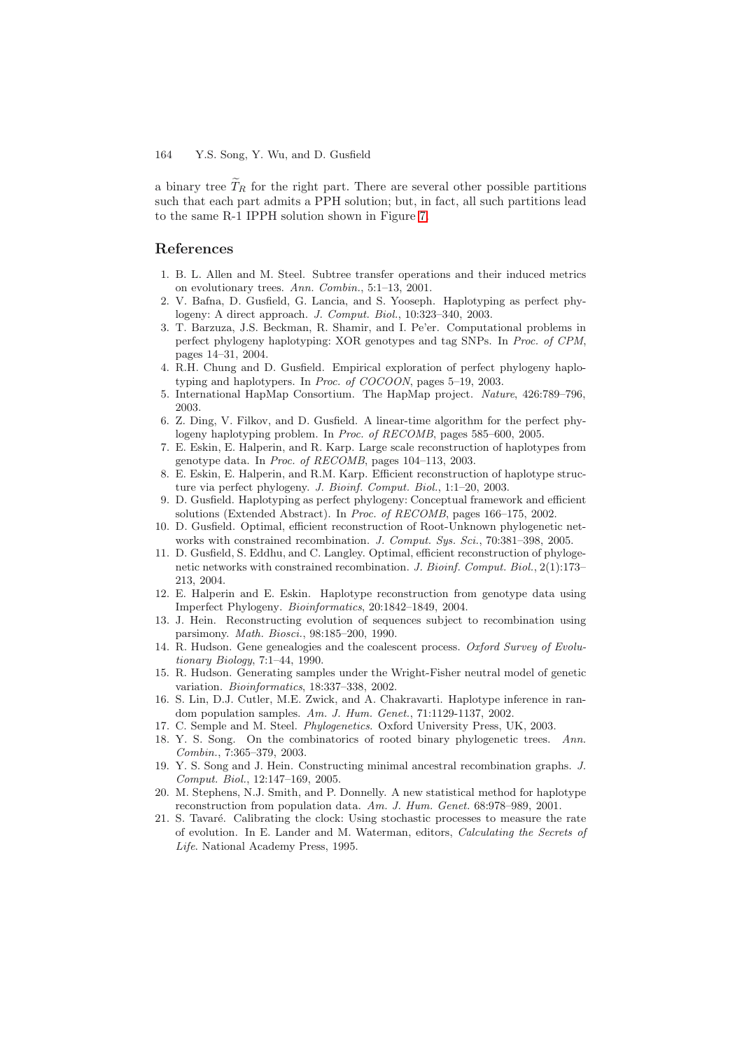a binary tree $\widetilde{T}_R$ for the right part. There are several other possible partitions such that each part admits a PPH solution; but, in fact, all such partitions lead to the same R-1 IPPH solution shown in Figure 7.

## References

1. B. L. Allen and M. Steel. Subtree transfer operations and their induced metrics on evolutionary trees. *Ann. Combin.*, 5:1–13, 2001.
2. V. Bafna, D. Gusfield, G. Lancia, and S. Yooseph. Haplotyping as perfect phylogeny: A direct approach. *J. Comput. Biol.*, 10:323–340, 2003.
3. T. Barzuza, J.S. Beckman, R. Shamir, and I. Pe'er. Computational problems in perfect phylogeny haplotyping: XOR genotypes and tag SNPs. In *Proc. of CPM*, pages 14–31, 2004.
4. R.H. Chung and D. Gusfield. Empirical exploration of perfect phylogeny haplotyping and haplotypers. In *Proc. of COCOON*, pages 5–19, 2003.
5. International HapMap Consortium. The HapMap project. *Nature*, 426:789–796, 2003.
6. Z. Ding, V. Filkov, and D. Gusfield. A linear-time algorithm for the perfect phylogeny haplotyping problem. In *Proc. of RECOMB*, pages 585–600, 2005.
7. E. Eskin, E. Halperin, and R. Karp. Large scale reconstruction of haplotypes from genotype data. In *Proc. of RECOMB*, pages 104–113, 2003.
8. E. Eskin, E. Halperin, and R.M. Karp. Efficient reconstruction of haplotype structure via perfect phylogeny. *J. Bioinf. Comput. Biol.*, 1:1–20, 2003.
9. D. Gusfield. Haplotyping as perfect phylogeny: Conceptual framework and efficient solutions (Extended Abstract). In *Proc. of RECOMB*, pages 166–175, 2002.
10. D. Gusfield. Optimal, efficient reconstruction of Root-Unknown phylogenetic networks with constrained recombination. *J. Comput. Sys. Sci.*, 70:381–398, 2005.
11. D. Gusfield, S. Eddhu, and C. Langley. Optimal, efficient reconstruction of phylogenetic networks with constrained recombination. *J. Bioinf. Comput. Biol.*, 2(1):173–213, 2004.
12. E. Halperin and E. Eskin. Haplotype reconstruction from genotype data using Imperfect Phylogeny. *Bioinformatics*, 20:1842–1849, 2004.
13. J. Hein. Reconstructing evolution of sequences subject to recombination using parsimony. *Math. Biosci.*, 98:185–200, 1990.
14. R. Hudson. Gene genealogies and the coalescent process. *Oxford Survey of Evolutionary Biology*, 7:1–44, 1990.
15. R. Hudson. Generating samples under the Wright-Fisher neutral model of genetic variation. *Bioinformatics*, 18:337–338, 2002.
16. S. Lin, D.J. Cutler, M.E. Zwick, and A. Chakravarti. Haplotype inference in random population samples. *Am. J. Hum. Genet.*, 71:1129-1137, 2002.
17. C. Semple and M. Steel. *Phylogenetics*. Oxford University Press, UK, 2003.
18. Y. S. Song. On the combinatorics of rooted binary phylogenetic trees. *Ann. Combin.*, 7:365–379, 2003.
19. Y. S. Song and J. Hein. Constructing minimal ancestral recombination graphs. *J. Comput. Biol.*, 12:147–169, 2005.
20. M. Stephens, N.J. Smith, and P. Donnelly. A new statistical method for haplotype reconstruction from population data. *Am. J. Hum. Genet.* 68:978–989, 2001.
21. S. Tavaré. Calibrating the clock: Using stochastic processes to measure the rate of evolution. In E. Lander and M. Waterman, editors, *Calculating the Secrets of Life*. National Academy Press, 1995.